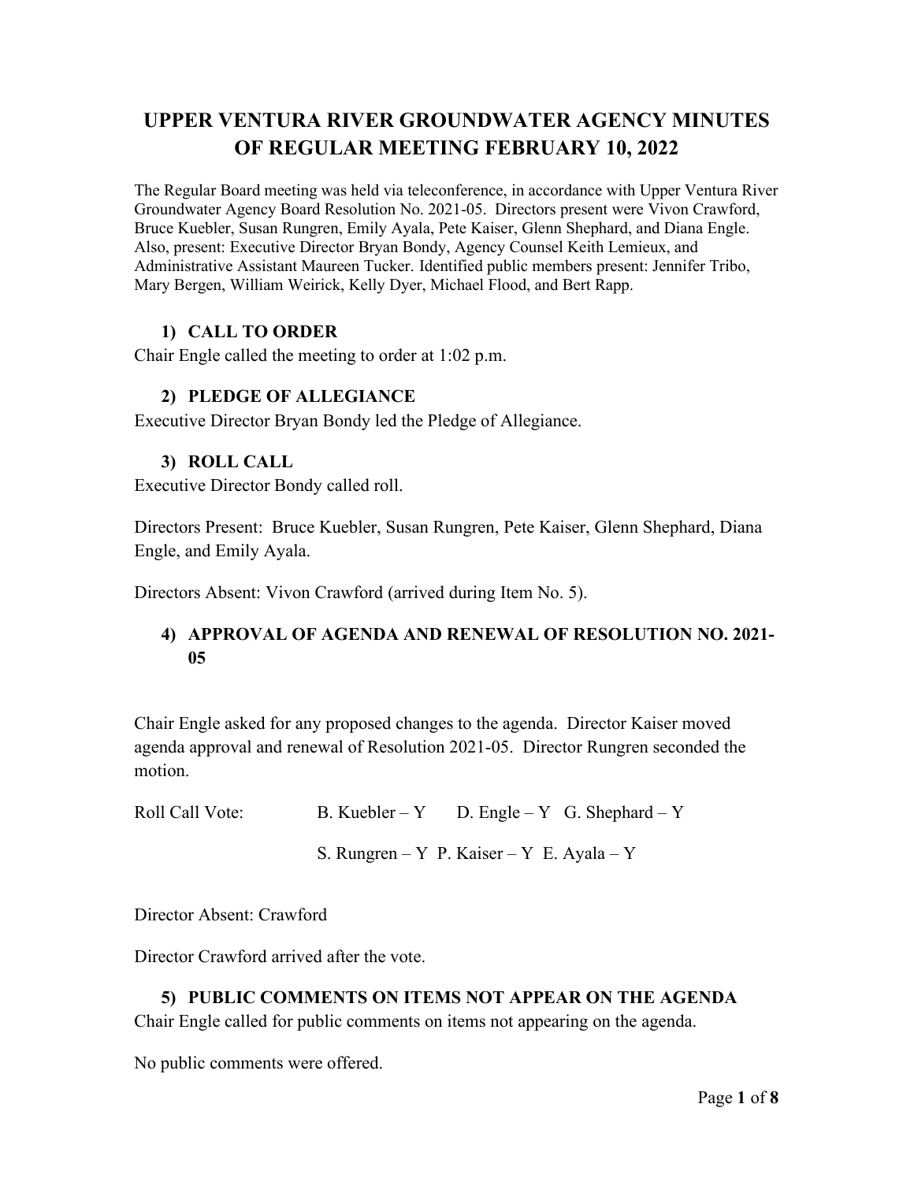# UPPER VENTURA RIVER GROUNDWATER AGENCY MINUTES OF REGULAR MEETING FEBRUARY 10, 2022

The Regular Board meeting was held via teleconference, in accordance with Upper Ventura River Groundwater Agency Board Resolution No. 2021-05. Directors present were Vivon Crawford, Bruce Kuebler, Susan Rungren, Emily Ayala, Pete Kaiser, Glenn Shephard, and Diana Engle. Also, present: Executive Director Bryan Bondy, Agency Counsel Keith Lemieux, and Administrative Assistant Maureen Tucker. Identified public members present: Jennifer Tribo, Mary Bergen, William Weirick, Kelly Dyer, Michael Flood, and Bert Rapp.

## 1) CALL TO ORDER

Chair Engle called the meeting to order at 1:02 p.m.

## 2) PLEDGE OF ALLEGIANCE

Executive Director Bryan Bondy led the Pledge of Allegiance.

## 3) ROLL CALL

Executive Director Bondy called roll.

Directors Present: Bruce Kuebler, Susan Rungren, Pete Kaiser, Glenn Shephard, Diana Engle, and Emily Ayala.

Directors Absent: Vivon Crawford (arrived during Item No. 5).

## 4) APPROVAL OF AGENDA AND RENEWAL OF RESOLUTION NO. 2021-05

Chair Engle asked for any proposed changes to the agenda. Director Kaiser moved agenda approval and renewal of Resolution 2021-05. Director Rungren seconded the motion.

Roll Call Vote: B. Kuebler – Y D. Engle – Y G. Shephard – Y

S. Rungren – Y P. Kaiser – Y E. Ayala – Y

Director Absent: Crawford

Director Crawford arrived after the vote.

## 5) PUBLIC COMMENTS ON ITEMS NOT APPEAR ON THE AGENDA

Chair Engle called for public comments on items not appearing on the agenda.

No public comments were offered.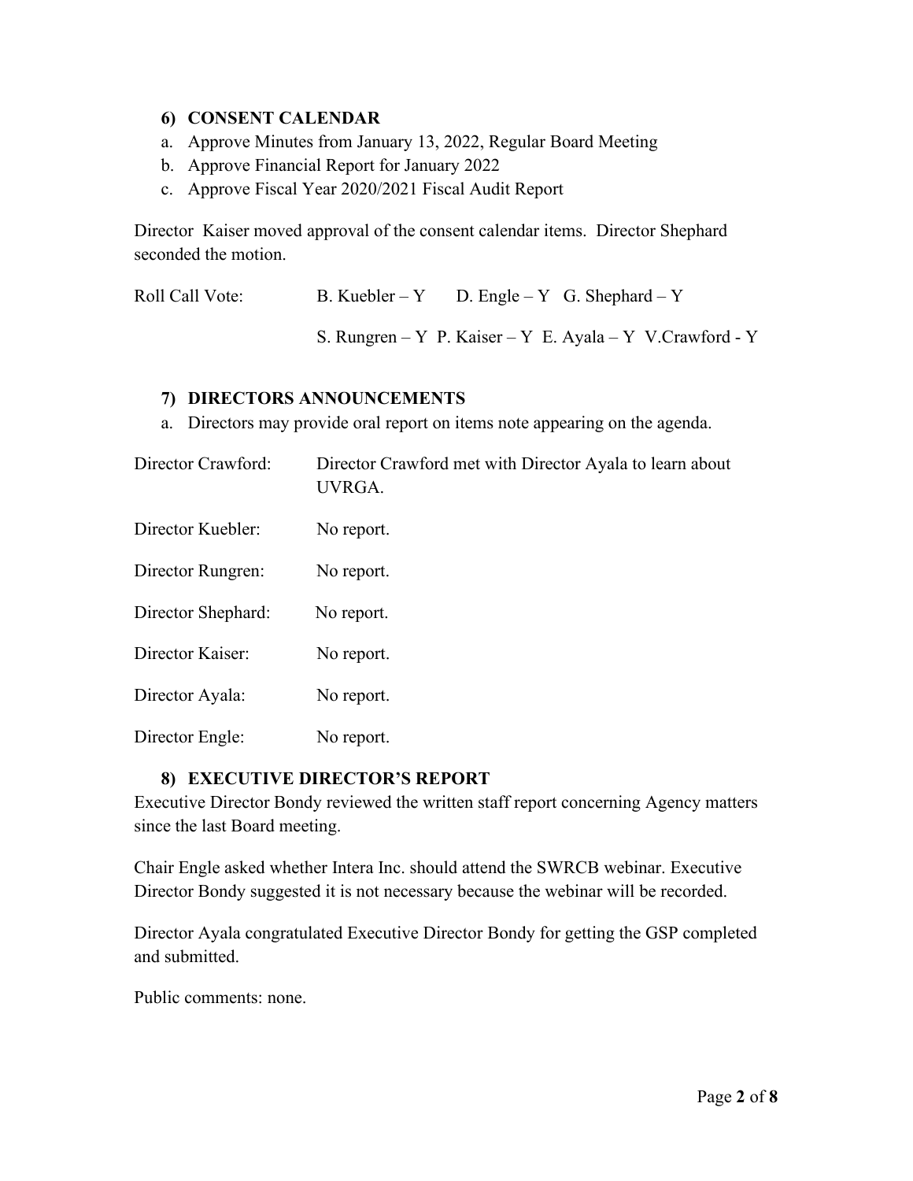## 6) CONSENT CALENDAR

a. Approve Minutes from January 13, 2022, Regular Board Meeting
b. Approve Financial Report for January 2022
c. Approve Fiscal Year 2020/2021 Fiscal Audit Report

Director Kaiser moved approval of the consent calendar items. Director Shephard seconded the motion.

Roll Call Vote: B. Kuebler – Y D. Engle – Y G. Shephard – Y

S. Rungren – Y P. Kaiser – Y E. Ayala – Y V.Crawford - Y

## 7) DIRECTORS ANNOUNCEMENTS

a. Directors may provide oral report on items note appearing on the agenda.

Director Crawford: Director Crawford met with Director Ayala to learn about UVRGA.

Director Kuebler: No report.

Director Rungren: No report.

Director Shephard: No report.

Director Kaiser: No report.

Director Ayala: No report.

Director Engle: No report.

## 8) EXECUTIVE DIRECTOR'S REPORT

Executive Director Bondy reviewed the written staff report concerning Agency matters since the last Board meeting.

Chair Engle asked whether Intera Inc. should attend the SWRCB webinar. Executive Director Bondy suggested it is not necessary because the webinar will be recorded.

Director Ayala congratulated Executive Director Bondy for getting the GSP completed and submitted.

Public comments: none.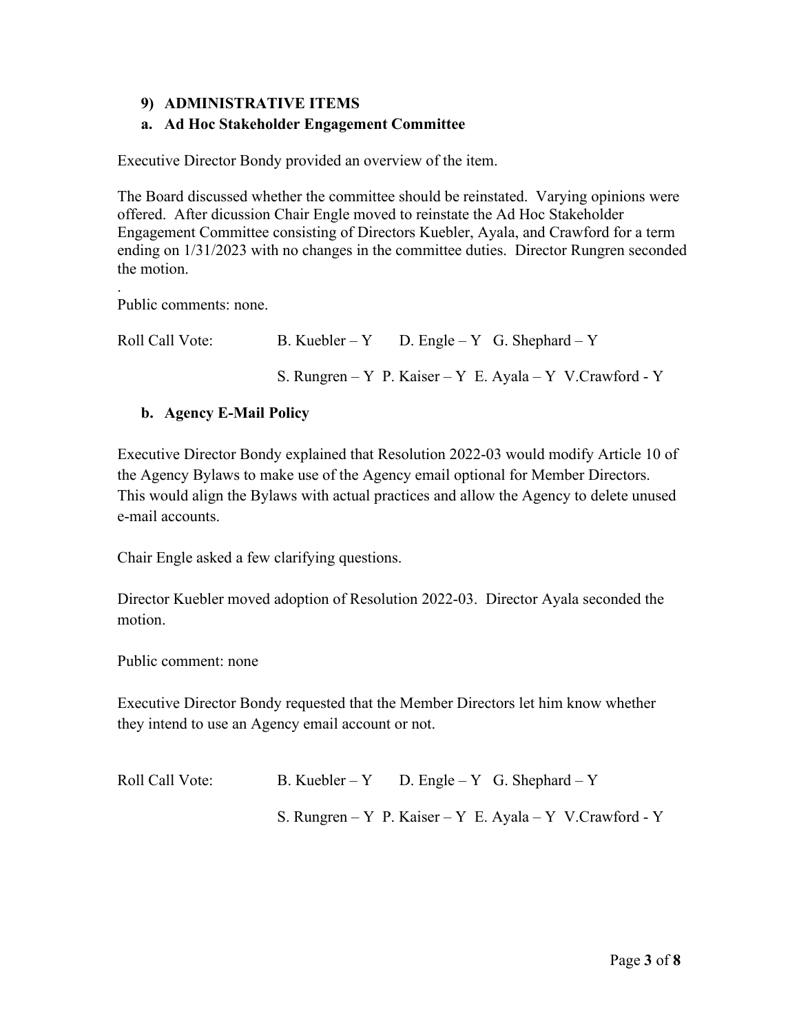## 9) ADMINISTRATIVE ITEMS

### a. Ad Hoc Stakeholder Engagement Committee

Executive Director Bondy provided an overview of the item.

The Board discussed whether the committee should be reinstated. Varying opinions were offered. After dicussion Chair Engle moved to reinstate the Ad Hoc Stakeholder Engagement Committee consisting of Directors Kuebler, Ayala, and Crawford for a term ending on 1/31/2023 with no changes in the committee duties. Director Rungren seconded the motion.

.

Public comments: none.

Roll Call Vote: B. Kuebler – Y D. Engle – Y G. Shephard – Y

S. Rungren – Y P. Kaiser – Y E. Ayala – Y V.Crawford - Y

### b. Agency E-Mail Policy

Executive Director Bondy explained that Resolution 2022-03 would modify Article 10 of the Agency Bylaws to make use of the Agency email optional for Member Directors. This would align the Bylaws with actual practices and allow the Agency to delete unused e-mail accounts.

Chair Engle asked a few clarifying questions.

Director Kuebler moved adoption of Resolution 2022-03. Director Ayala seconded the motion.

Public comment: none

Executive Director Bondy requested that the Member Directors let him know whether they intend to use an Agency email account or not.

Roll Call Vote: B. Kuebler – Y D. Engle – Y G. Shephard – Y

S. Rungren – Y P. Kaiser – Y E. Ayala – Y V.Crawford - Y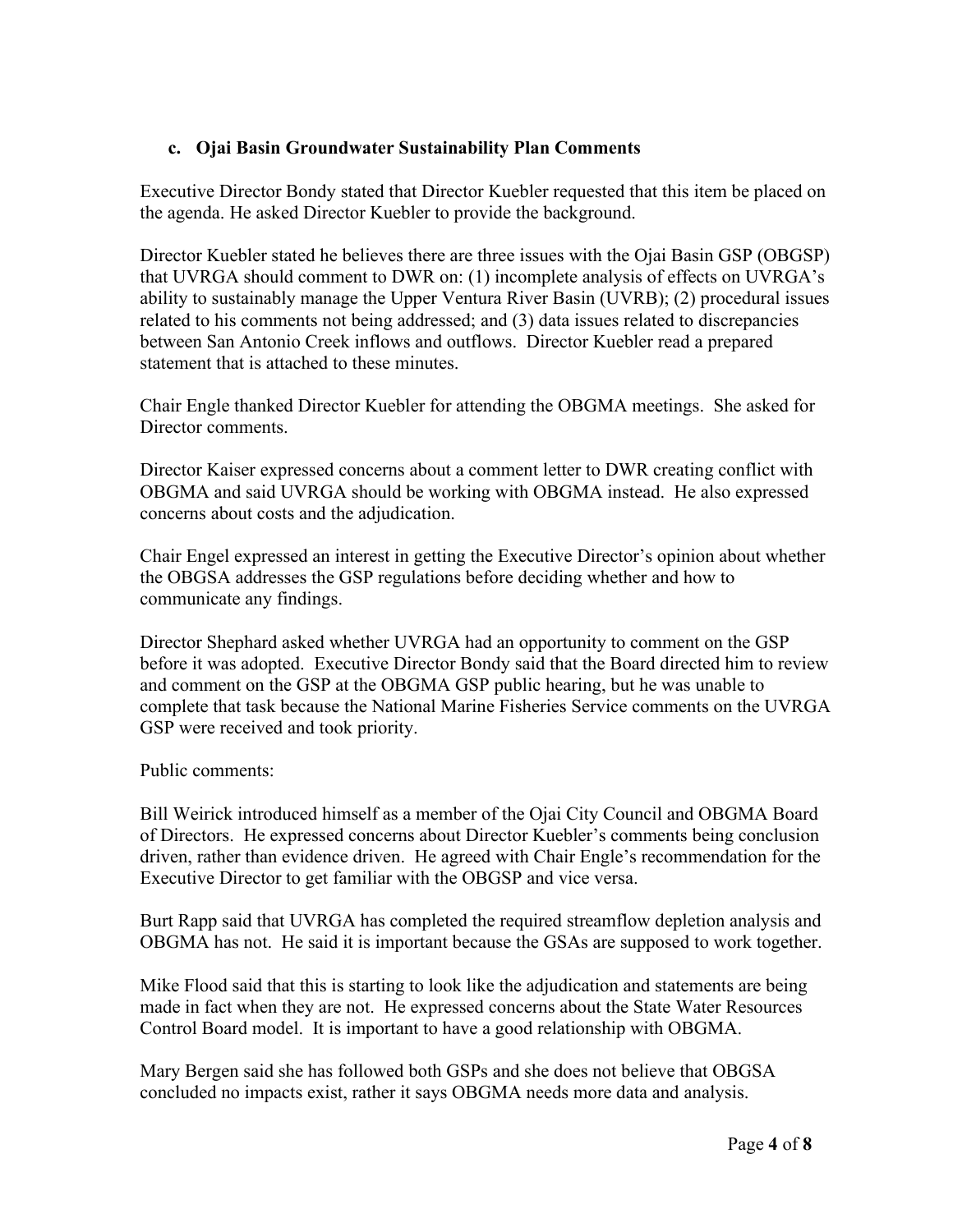**c. Ojai Basin Groundwater Sustainability Plan Comments**

Executive Director Bondy stated that Director Kuebler requested that this item be placed on the agenda. He asked Director Kuebler to provide the background.

Director Kuebler stated he believes there are three issues with the Ojai Basin GSP (OBGSP) that UVRGA should comment to DWR on: (1) incomplete analysis of effects on UVRGA's ability to sustainably manage the Upper Ventura River Basin (UVRB); (2) procedural issues related to his comments not being addressed; and (3) data issues related to discrepancies between San Antonio Creek inflows and outflows. Director Kuebler read a prepared statement that is attached to these minutes.

Chair Engle thanked Director Kuebler for attending the OBGMA meetings. She asked for Director comments.

Director Kaiser expressed concerns about a comment letter to DWR creating conflict with OBGMA and said UVRGA should be working with OBGMA instead. He also expressed concerns about costs and the adjudication.

Chair Engel expressed an interest in getting the Executive Director's opinion about whether the OBGSA addresses the GSP regulations before deciding whether and how to communicate any findings.

Director Shephard asked whether UVRGA had an opportunity to comment on the GSP before it was adopted. Executive Director Bondy said that the Board directed him to review and comment on the GSP at the OBGMA GSP public hearing, but he was unable to complete that task because the National Marine Fisheries Service comments on the UVRGA GSP were received and took priority.

Public comments:

Bill Weirick introduced himself as a member of the Ojai City Council and OBGMA Board of Directors. He expressed concerns about Director Kuebler's comments being conclusion driven, rather than evidence driven. He agreed with Chair Engle's recommendation for the Executive Director to get familiar with the OBGSP and vice versa.

Burt Rapp said that UVRGA has completed the required streamflow depletion analysis and OBGMA has not. He said it is important because the GSAs are supposed to work together.

Mike Flood said that this is starting to look like the adjudication and statements are being made in fact when they are not. He expressed concerns about the State Water Resources Control Board model. It is important to have a good relationship with OBGMA.

Mary Bergen said she has followed both GSPs and she does not believe that OBGSA concluded no impacts exist, rather it says OBGMA needs more data and analysis.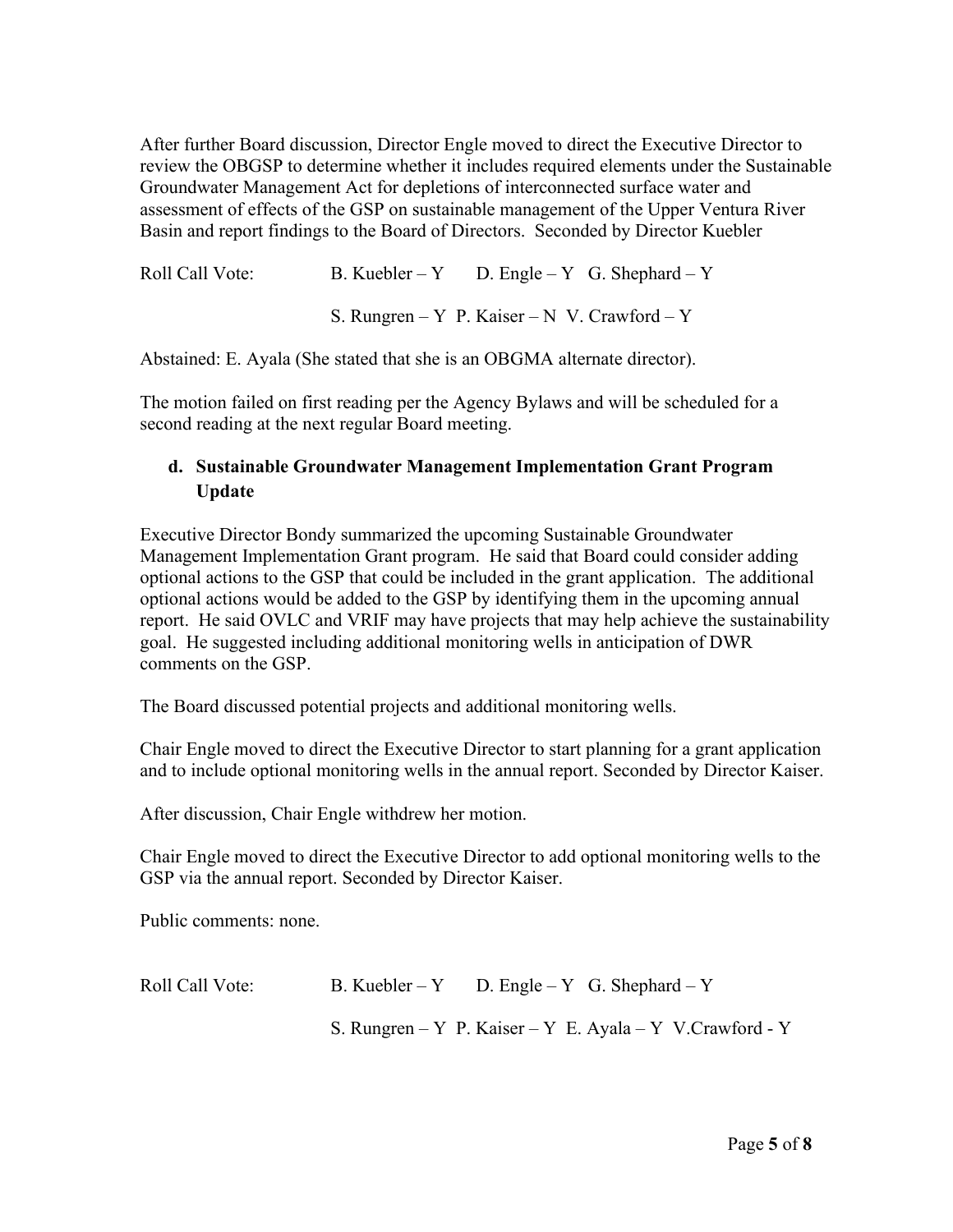After further Board discussion, Director Engle moved to direct the Executive Director to review the OBGSP to determine whether it includes required elements under the Sustainable Groundwater Management Act for depletions of interconnected surface water and assessment of effects of the GSP on sustainable management of the Upper Ventura River Basin and report findings to the Board of Directors. Seconded by Director Kuebler

Roll Call Vote: B. Kuebler – Y D. Engle – Y G. Shephard – Y

S. Rungren – Y P. Kaiser – N V. Crawford – Y

Abstained: E. Ayala (She stated that she is an OBGMA alternate director).

The motion failed on first reading per the Agency Bylaws and will be scheduled for a second reading at the next regular Board meeting.

**d. Sustainable Groundwater Management Implementation Grant Program Update**

Executive Director Bondy summarized the upcoming Sustainable Groundwater Management Implementation Grant program. He said that Board could consider adding optional actions to the GSP that could be included in the grant application. The additional optional actions would be added to the GSP by identifying them in the upcoming annual report. He said OVLC and VRIF may have projects that may help achieve the sustainability goal. He suggested including additional monitoring wells in anticipation of DWR comments on the GSP.

The Board discussed potential projects and additional monitoring wells.

Chair Engle moved to direct the Executive Director to start planning for a grant application and to include optional monitoring wells in the annual report. Seconded by Director Kaiser.

After discussion, Chair Engle withdrew her motion.

Chair Engle moved to direct the Executive Director to add optional monitoring wells to the GSP via the annual report. Seconded by Director Kaiser.

Public comments: none.

Roll Call Vote: B. Kuebler – Y D. Engle – Y G. Shephard – Y

S. Rungren – Y P. Kaiser – Y E. Ayala – Y V.Crawford - Y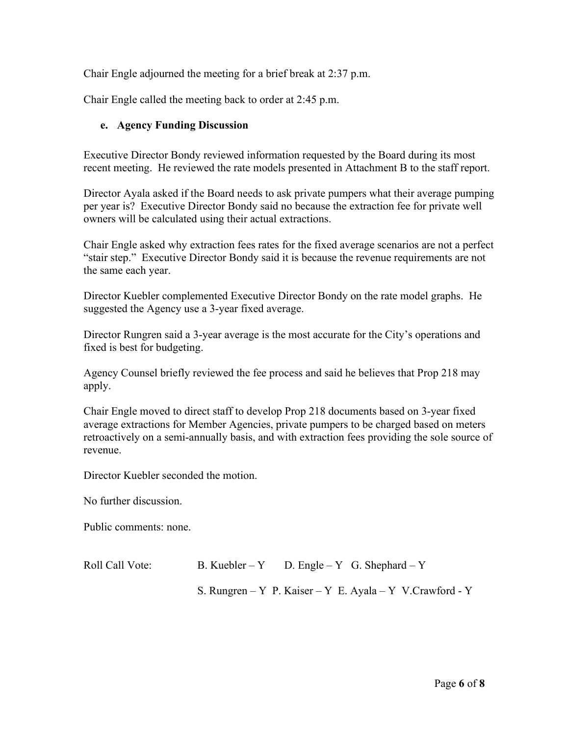Chair Engle adjourned the meeting for a brief break at 2:37 p.m.

Chair Engle called the meeting back to order at 2:45 p.m.

**e. Agency Funding Discussion**

Executive Director Bondy reviewed information requested by the Board during its most recent meeting. He reviewed the rate models presented in Attachment B to the staff report.

Director Ayala asked if the Board needs to ask private pumpers what their average pumping per year is? Executive Director Bondy said no because the extraction fee for private well owners will be calculated using their actual extractions.

Chair Engle asked why extraction fees rates for the fixed average scenarios are not a perfect "stair step." Executive Director Bondy said it is because the revenue requirements are not the same each year.

Director Kuebler complemented Executive Director Bondy on the rate model graphs. He suggested the Agency use a 3-year fixed average.

Director Rungren said a 3-year average is the most accurate for the City's operations and fixed is best for budgeting.

Agency Counsel briefly reviewed the fee process and said he believes that Prop 218 may apply.

Chair Engle moved to direct staff to develop Prop 218 documents based on 3-year fixed average extractions for Member Agencies, private pumpers to be charged based on meters retroactively on a semi-annually basis, and with extraction fees providing the sole source of revenue.

Director Kuebler seconded the motion.

No further discussion.

Public comments: none.

Roll Call Vote: B. Kuebler – Y D. Engle – Y G. Shephard – Y

S. Rungren – Y P. Kaiser – Y E. Ayala – Y V.Crawford - Y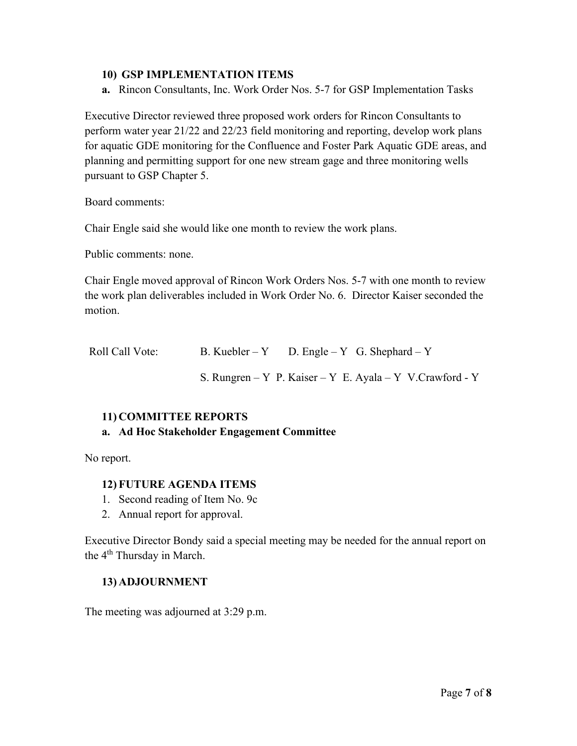### 10) GSP IMPLEMENTATION ITEMS

**a.** Rincon Consultants, Inc. Work Order Nos. 5-7 for GSP Implementation Tasks

Executive Director reviewed three proposed work orders for Rincon Consultants to perform water year 21/22 and 22/23 field monitoring and reporting, develop work plans for aquatic GDE monitoring for the Confluence and Foster Park Aquatic GDE areas, and planning and permitting support for one new stream gage and three monitoring wells pursuant to GSP Chapter 5.

Board comments:

Chair Engle said she would like one month to review the work plans.

Public comments: none.

Chair Engle moved approval of Rincon Work Orders Nos. 5-7 with one month to review the work plan deliverables included in Work Order No. 6. Director Kaiser seconded the motion.

Roll Call Vote: B. Kuebler – Y D. Engle – Y G. Shephard – Y

S. Rungren – Y P. Kaiser – Y E. Ayala – Y V.Crawford - Y

### 11) COMMITTEE REPORTS

**a. Ad Hoc Stakeholder Engagement Committee**

No report.

### 12) FUTURE AGENDA ITEMS

1. Second reading of Item No. 9c
2. Annual report for approval.

Executive Director Bondy said a special meeting may be needed for the annual report on the 4th Thursday in March.

### 13) ADJOURNMENT

The meeting was adjourned at 3:29 p.m.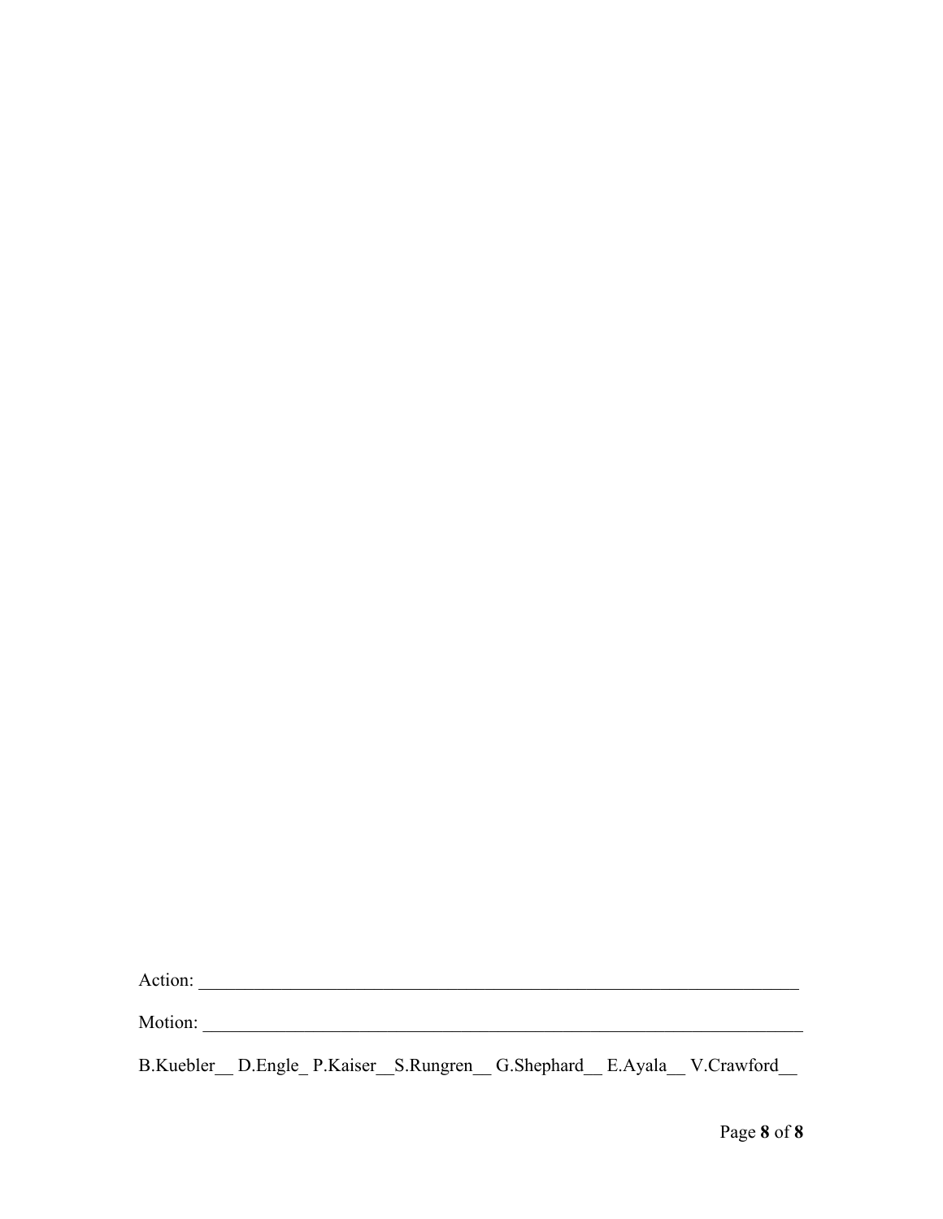Action: ___________________________________________________________________

Motion: ___________________________________________________________________

B.Kuebler__ D.Engle_ P.Kaiser__S.Rungren__ G.Shephard__ E.Ayala__ V.Crawford__